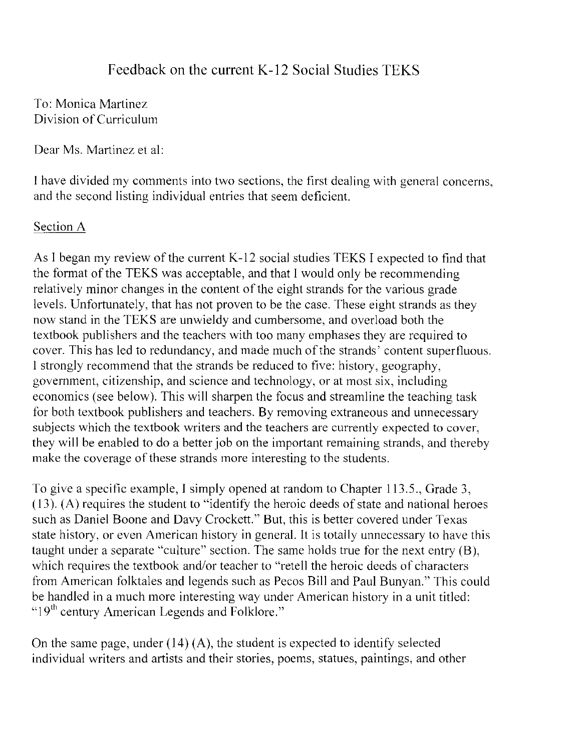# Feedback on the current K-12 Social Studies TEKS

To: Monica Martinez
Division of Curriculum

Dear Ms. Martinez et al:

I have divided my comments into two sections, the first dealing with general concerns, and the second listing individual entries that seem deficient.

## Section A

As I began my review of the current K-12 social studies TEKS I expected to find that the format of the TEKS was acceptable, and that I would only be recommending relatively minor changes in the content of the eight strands for the various grade levels. Unfortunately, that has not proven to be the case. These eight strands as they now stand in the TEKS are unwieldy and cumbersome, and overload both the textbook publishers and the teachers with too many emphases they are required to cover. This has led to redundancy, and made much of the strands' content superfluous. I strongly recommend that the strands be reduced to five: history, geography, government, citizenship, and science and technology, or at most six, including economics (see below). This will sharpen the focus and streamline the teaching task for both textbook publishers and teachers. By removing extraneous and unnecessary subjects which the textbook writers and the teachers are currently expected to cover, they will be enabled to do a better job on the important remaining strands, and thereby make the coverage of these strands more interesting to the students.

To give a specific example, I simply opened at random to Chapter 113.5., Grade 3, (13). (A) requires the student to "identify the heroic deeds of state and national heroes such as Daniel Boone and Davy Crockett." But, this is better covered under Texas state history, or even American history in general. It is totally unnecessary to have this taught under a separate "culture" section. The same holds true for the next entry (B), which requires the textbook and/or teacher to "retell the heroic deeds of characters from American folktales and legends such as Pecos Bill and Paul Bunyan." This could be handled in a much more interesting way under American history in a unit titled: "19th century American Legends and Folklore."

On the same page, under (14) (A), the student is expected to identify selected individual writers and artists and their stories, poems, statues, paintings, and other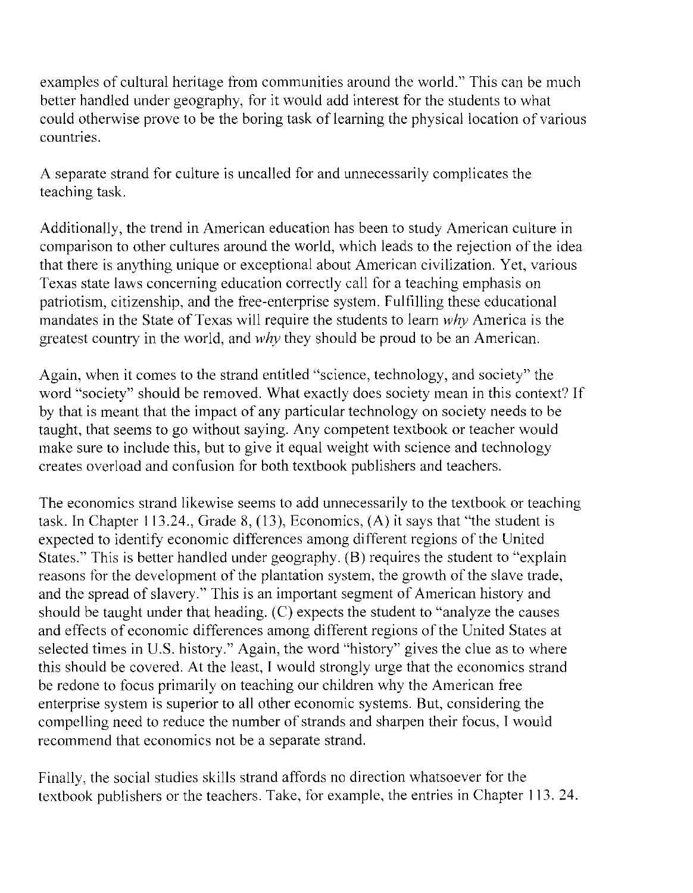examples of cultural heritage from communities around the world." This can be much better handled under geography, for it would add interest for the students to what could otherwise prove to be the boring task of learning the physical location of various countries.

A separate strand for culture is uncalled for and unnecessarily complicates the teaching task.

Additionally, the trend in American education has been to study American culture in comparison to other cultures around the world, which leads to the rejection of the idea that there is anything unique or exceptional about American civilization. Yet, various Texas state laws concerning education correctly call for a teaching emphasis on patriotism, citizenship, and the free-enterprise system. Fulfilling these educational mandates in the State of Texas will require the students to learn *why* America is the greatest country in the world, and *why* they should be proud to be an American.

Again, when it comes to the strand entitled "science, technology, and society" the word "society" should be removed. What exactly does society mean in this context? If by that is meant that the impact of any particular technology on society needs to be taught, that seems to go without saying. Any competent textbook or teacher would make sure to include this, but to give it equal weight with science and technology creates overload and confusion for both textbook publishers and teachers.

The economics strand likewise seems to add unnecessarily to the textbook or teaching task. In Chapter 113.24., Grade 8, (13), Economics, (A) it says that "the student is expected to identify economic differences among different regions of the United States." This is better handled under geography. (B) requires the student to "explain reasons for the development of the plantation system, the growth of the slave trade, and the spread of slavery." This is an important segment of American history and should be taught under that heading. (C) expects the student to "analyze the causes and effects of economic differences among different regions of the United States at selected times in U.S. history." Again, the word "history" gives the clue as to where this should be covered. At the least, I would strongly urge that the economics strand be redone to focus primarily on teaching our children why the American free enterprise system is superior to all other economic systems. But, considering the compelling need to reduce the number of strands and sharpen their focus, I would recommend that economics not be a separate strand.

Finally, the social studies skills strand affords no direction whatsoever for the textbook publishers or the teachers. Take, for example, the entries in Chapter 113. 24.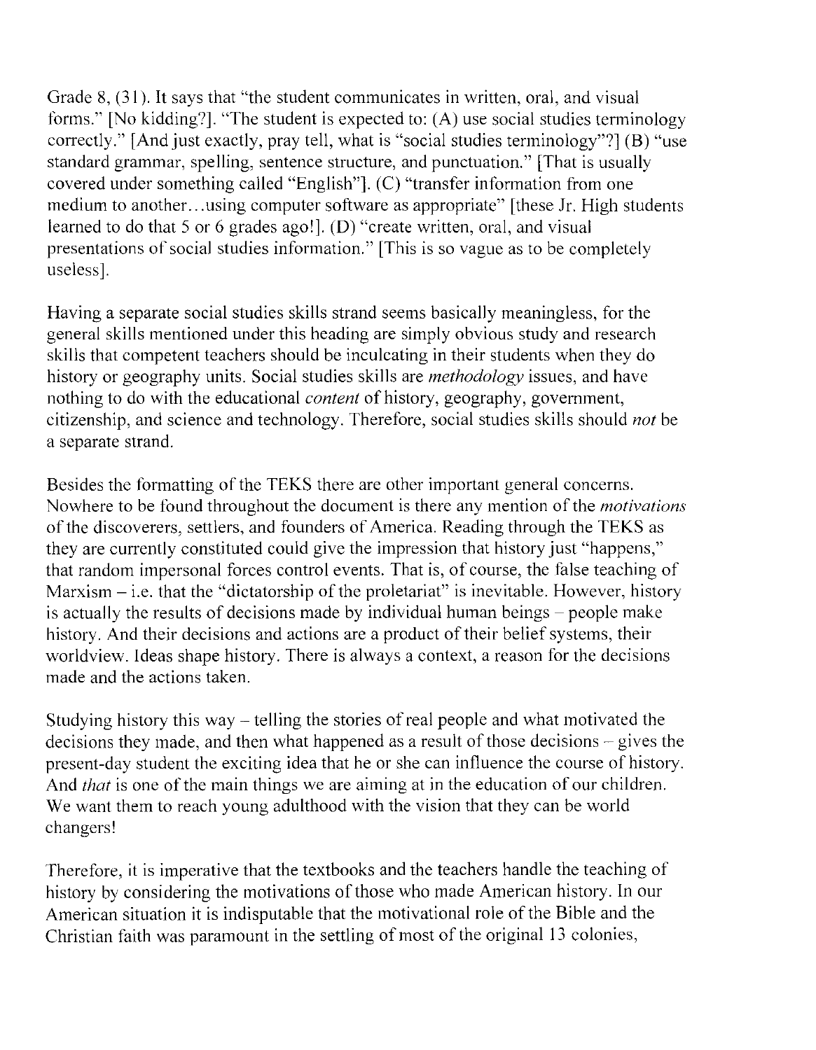Grade 8, (31). It says that "the student communicates in written, oral, and visual forms." [No kidding?]. "The student is expected to: (A) use social studies terminology correctly." [And just exactly, pray tell, what is "social studies terminology"?] (B) "use standard grammar, spelling, sentence structure, and punctuation." [That is usually covered under something called "English"]. (C) "transfer information from one medium to another…using computer software as appropriate" [these Jr. High students learned to do that 5 or 6 grades ago!]. (D) "create written, oral, and visual presentations of social studies information." [This is so vague as to be completely useless].

Having a separate social studies skills strand seems basically meaningless, for the general skills mentioned under this heading are simply obvious study and research skills that competent teachers should be inculcating in their students when they do history or geography units. Social studies skills are *methodology* issues, and have nothing to do with the educational *content* of history, geography, government, citizenship, and science and technology. Therefore, social studies skills should *not* be a separate strand.

Besides the formatting of the TEKS there are other important general concerns. Nowhere to be found throughout the document is there any mention of the *motivations* of the discoverers, settlers, and founders of America. Reading through the TEKS as they are currently constituted could give the impression that history just "happens," that random impersonal forces control events. That is, of course, the false teaching of Marxism – i.e. that the "dictatorship of the proletariat" is inevitable. However, history is actually the results of decisions made by individual human beings – people make history. And their decisions and actions are a product of their belief systems, their worldview. Ideas shape history. There is always a context, a reason for the decisions made and the actions taken.

Studying history this way – telling the stories of real people and what motivated the decisions they made, and then what happened as a result of those decisions – gives the present-day student the exciting idea that he or she can influence the course of history. And *that* is one of the main things we are aiming at in the education of our children. We want them to reach young adulthood with the vision that they can be world changers!

Therefore, it is imperative that the textbooks and the teachers handle the teaching of history by considering the motivations of those who made American history. In our American situation it is indisputable that the motivational role of the Bible and the Christian faith was paramount in the settling of most of the original 13 colonies,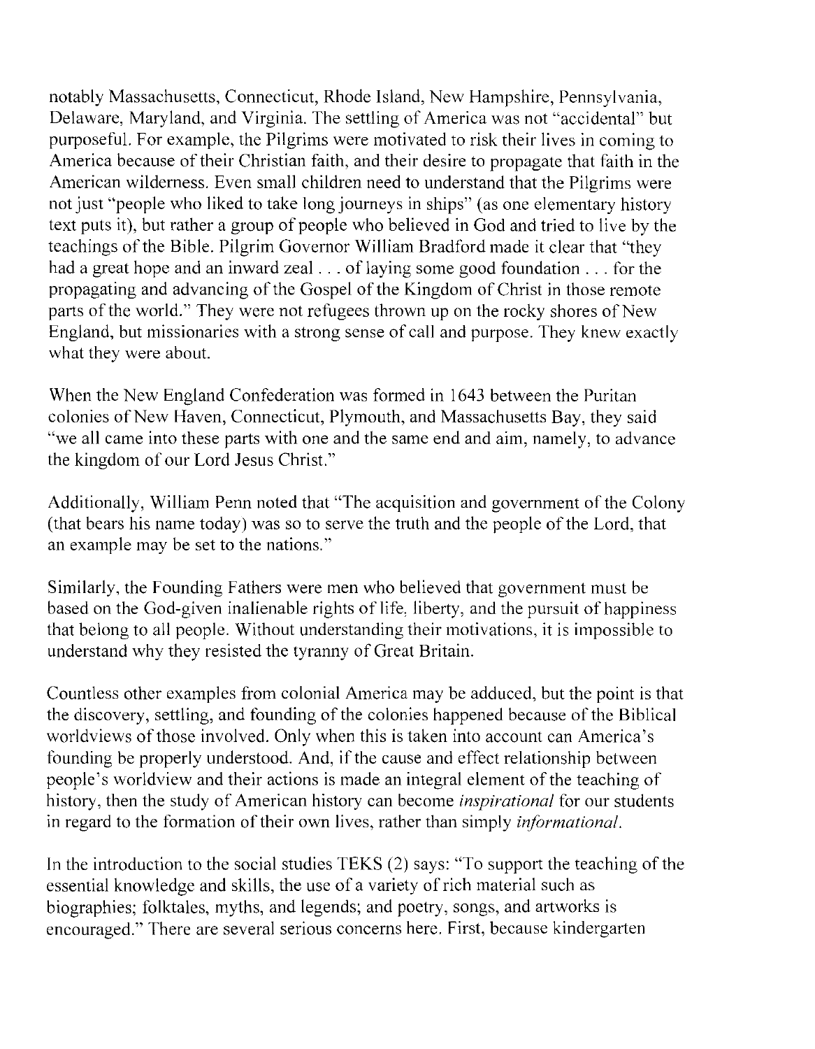notably Massachusetts, Connecticut, Rhode Island, New Hampshire, Pennsylvania, Delaware, Maryland, and Virginia. The settling of America was not "accidental" but purposeful. For example, the Pilgrims were motivated to risk their lives in coming to America because of their Christian faith, and their desire to propagate that faith in the American wilderness. Even small children need to understand that the Pilgrims were not just "people who liked to take long journeys in ships" (as one elementary history text puts it), but rather a group of people who believed in God and tried to live by the teachings of the Bible. Pilgrim Governor William Bradford made it clear that "they had a great hope and an inward zeal . . . of laying some good foundation . . . for the propagating and advancing of the Gospel of the Kingdom of Christ in those remote parts of the world." They were not refugees thrown up on the rocky shores of New England, but missionaries with a strong sense of call and purpose. They knew exactly what they were about.

When the New England Confederation was formed in 1643 between the Puritan colonies of New Haven, Connecticut, Plymouth, and Massachusetts Bay, they said "we all came into these parts with one and the same end and aim, namely, to advance the kingdom of our Lord Jesus Christ."

Additionally, William Penn noted that "The acquisition and government of the Colony (that bears his name today) was so to serve the truth and the people of the Lord, that an example may be set to the nations."

Similarly, the Founding Fathers were men who believed that government must be based on the God-given inalienable rights of life, liberty, and the pursuit of happiness that belong to all people. Without understanding their motivations, it is impossible to understand why they resisted the tyranny of Great Britain.

Countless other examples from colonial America may be adduced, but the point is that the discovery, settling, and founding of the colonies happened because of the Biblical worldviews of those involved. Only when this is taken into account can America's founding be properly understood. And, if the cause and effect relationship between people's worldview and their actions is made an integral element of the teaching of history, then the study of American history can become *inspirational* for our students in regard to the formation of their own lives, rather than simply *informational*.

In the introduction to the social studies TEKS (2) says: "To support the teaching of the essential knowledge and skills, the use of a variety of rich material such as biographies; folktales, myths, and legends; and poetry, songs, and artworks is encouraged." There are several serious concerns here. First, because kindergarten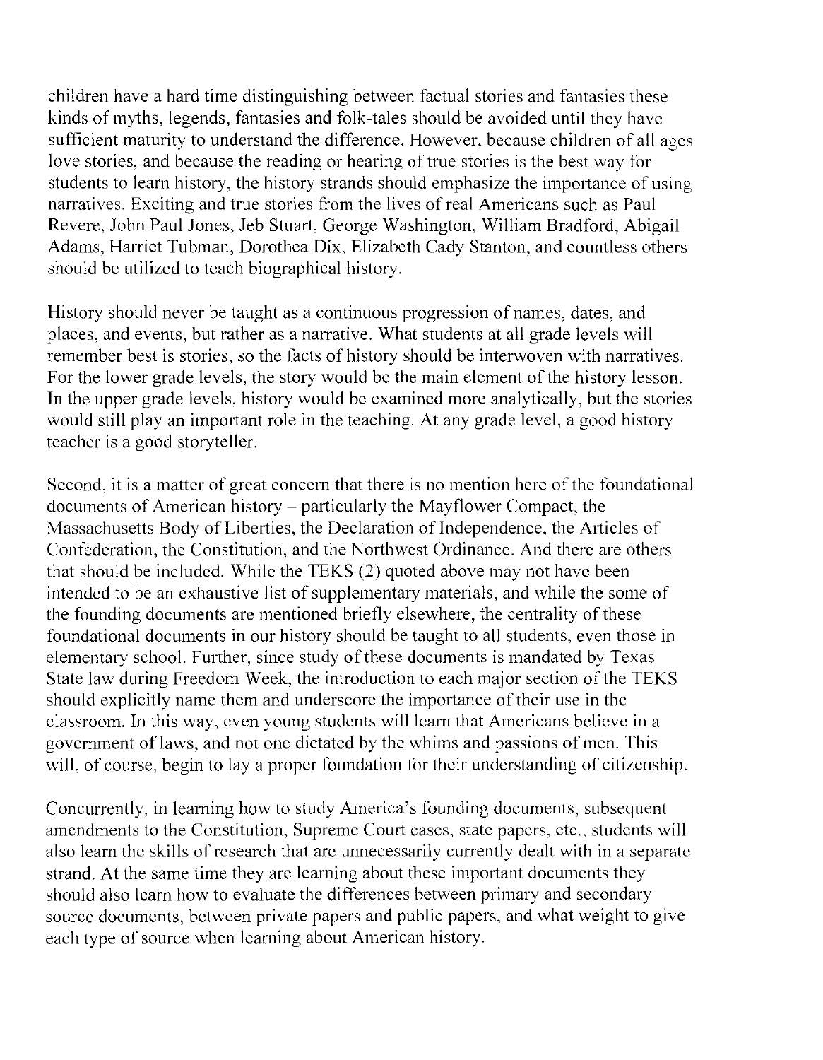children have a hard time distinguishing between factual stories and fantasies these kinds of myths, legends, fantasies and folk-tales should be avoided until they have sufficient maturity to understand the difference. However, because children of all ages love stories, and because the reading or hearing of true stories is the best way for students to learn history, the history strands should emphasize the importance of using narratives. Exciting and true stories from the lives of real Americans such as Paul Revere, John Paul Jones, Jeb Stuart, George Washington, William Bradford, Abigail Adams, Harriet Tubman, Dorothea Dix, Elizabeth Cady Stanton, and countless others should be utilized to teach biographical history.

History should never be taught as a continuous progression of names, dates, and places, and events, but rather as a narrative. What students at all grade levels will remember best is stories, so the facts of history should be interwoven with narratives. For the lower grade levels, the story would be the main element of the history lesson. In the upper grade levels, history would be examined more analytically, but the stories would still play an important role in the teaching. At any grade level, a good history teacher is a good storyteller.

Second, it is a matter of great concern that there is no mention here of the foundational documents of American history – particularly the Mayflower Compact, the Massachusetts Body of Liberties, the Declaration of Independence, the Articles of Confederation, the Constitution, and the Northwest Ordinance. And there are others that should be included. While the TEKS (2) quoted above may not have been intended to be an exhaustive list of supplementary materials, and while the some of the founding documents are mentioned briefly elsewhere, the centrality of these foundational documents in our history should be taught to all students, even those in elementary school. Further, since study of these documents is mandated by Texas State law during Freedom Week, the introduction to each major section of the TEKS should explicitly name them and underscore the importance of their use in the classroom. In this way, even young students will learn that Americans believe in a government of laws, and not one dictated by the whims and passions of men. This will, of course, begin to lay a proper foundation for their understanding of citizenship.

Concurrently, in learning how to study America's founding documents, subsequent amendments to the Constitution, Supreme Court cases, state papers, etc., students will also learn the skills of research that are unnecessarily currently dealt with in a separate strand. At the same time they are learning about these important documents they should also learn how to evaluate the differences between primary and secondary source documents, between private papers and public papers, and what weight to give each type of source when learning about American history.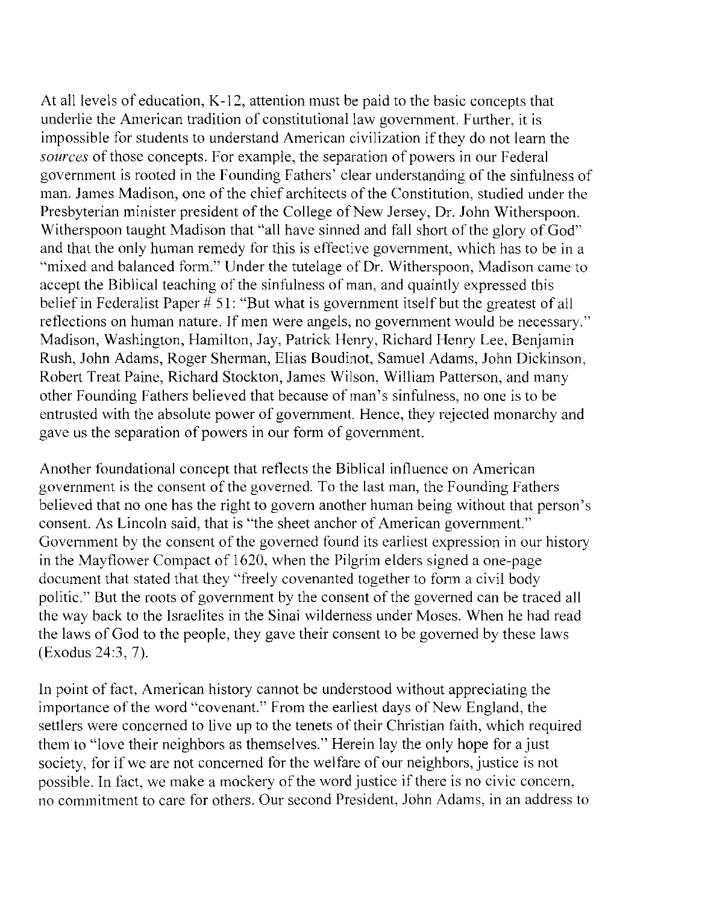At all levels of education, K-12, attention must be paid to the basic concepts that underlie the American tradition of constitutional law government. Further, it is impossible for students to understand American civilization if they do not learn the *sources* of those concepts. For example, the separation of powers in our Federal government is rooted in the Founding Fathers' clear understanding of the sinfulness of man. James Madison, one of the chief architects of the Constitution, studied under the Presbyterian minister president of the College of New Jersey, Dr. John Witherspoon. Witherspoon taught Madison that "all have sinned and fall short of the glory of God" and that the only human remedy for this is effective government, which has to be in a "mixed and balanced form." Under the tutelage of Dr. Witherspoon, Madison came to accept the Biblical teaching of the sinfulness of man, and quaintly expressed this belief in Federalist Paper # 51: "But what is government itself but the greatest of all reflections on human nature. If men were angels, no government would be necessary." Madison, Washington, Hamilton, Jay, Patrick Henry, Richard Henry Lee, Benjamin Rush, John Adams, Roger Sherman, Elias Boudinot, Samuel Adams, John Dickinson, Robert Treat Paine, Richard Stockton, James Wilson, William Patterson, and many other Founding Fathers believed that because of man's sinfulness, no one is to be entrusted with the absolute power of government. Hence, they rejected monarchy and gave us the separation of powers in our form of government.

Another foundational concept that reflects the Biblical influence on American government is the consent of the governed. To the last man, the Founding Fathers believed that no one has the right to govern another human being without that person's consent. As Lincoln said, that is "the sheet anchor of American government." Government by the consent of the governed found its earliest expression in our history in the Mayflower Compact of 1620, when the Pilgrim elders signed a one-page document that stated that they "freely covenanted together to form a civil body politic." But the roots of government by the consent of the governed can be traced all the way back to the Israelites in the Sinai wilderness under Moses. When he had read the laws of God to the people, they gave their consent to be governed by these laws (Exodus 24:3, 7).

In point of fact, American history cannot be understood without appreciating the importance of the word "covenant." From the earliest days of New England, the settlers were concerned to live up to the tenets of their Christian faith, which required them to "love their neighbors as themselves." Herein lay the only hope for a just society, for if we are not concerned for the welfare of our neighbors, justice is not possible. In fact, we make a mockery of the word justice if there is no civic concern, no commitment to care for others. Our second President, John Adams, in an address to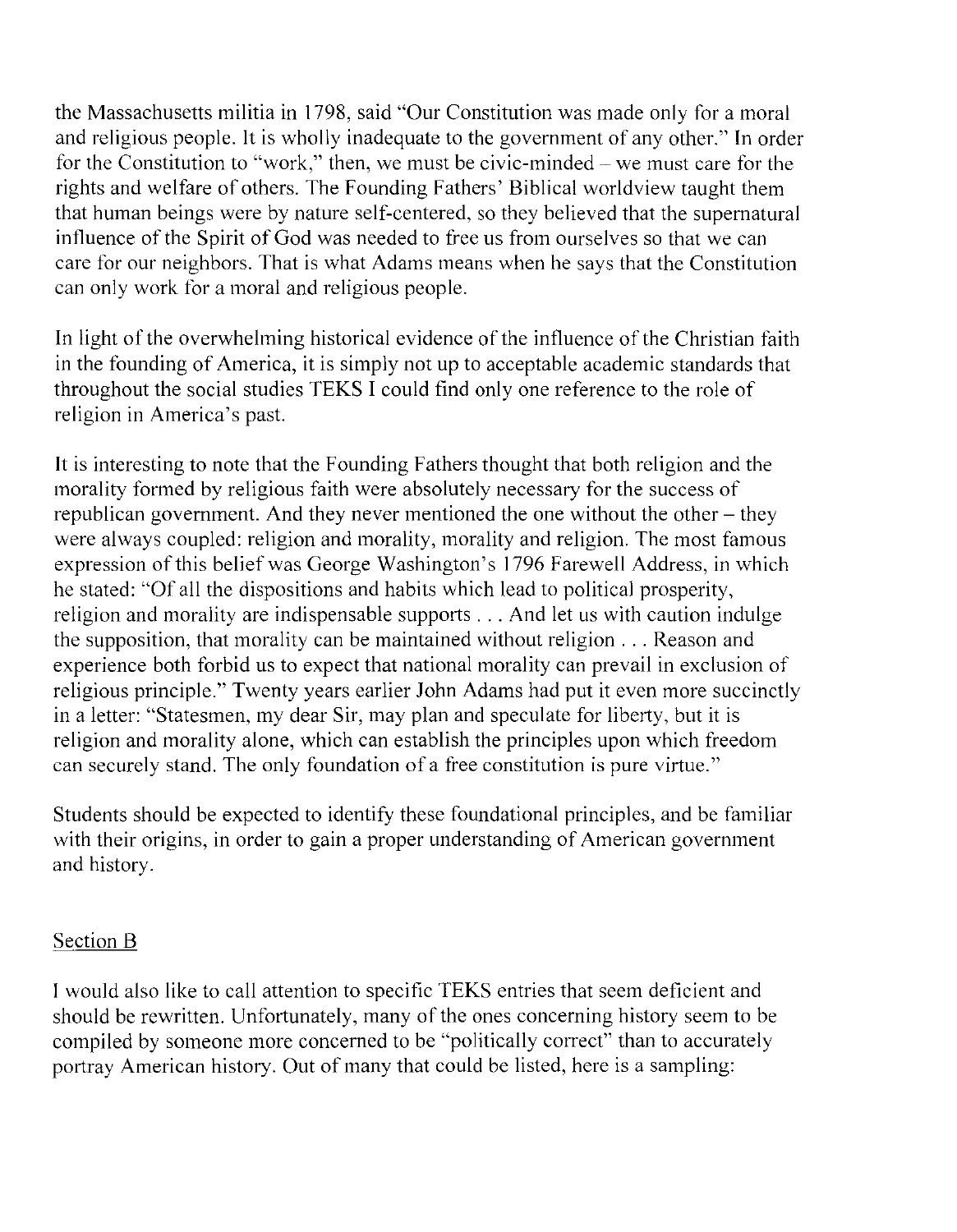the Massachusetts militia in 1798, said "Our Constitution was made only for a moral and religious people. It is wholly inadequate to the government of any other." In order for the Constitution to "work," then, we must be civic-minded – we must care for the rights and welfare of others. The Founding Fathers' Biblical worldview taught them that human beings were by nature self-centered, so they believed that the supernatural influence of the Spirit of God was needed to free us from ourselves so that we can care for our neighbors. That is what Adams means when he says that the Constitution can only work for a moral and religious people.

In light of the overwhelming historical evidence of the influence of the Christian faith in the founding of America, it is simply not up to acceptable academic standards that throughout the social studies TEKS I could find only one reference to the role of religion in America's past.

It is interesting to note that the Founding Fathers thought that both religion and the morality formed by religious faith were absolutely necessary for the success of republican government. And they never mentioned the one without the other – they were always coupled: religion and morality, morality and religion. The most famous expression of this belief was George Washington's 1796 Farewell Address, in which he stated: "Of all the dispositions and habits which lead to political prosperity, religion and morality are indispensable supports . . . And let us with caution indulge the supposition, that morality can be maintained without religion . . . Reason and experience both forbid us to expect that national morality can prevail in exclusion of religious principle." Twenty years earlier John Adams had put it even more succinctly in a letter: "Statesmen, my dear Sir, may plan and speculate for liberty, but it is religion and morality alone, which can establish the principles upon which freedom can securely stand. The only foundation of a free constitution is pure virtue."

Students should be expected to identify these foundational principles, and be familiar with their origins, in order to gain a proper understanding of American government and history.

## Section B

I would also like to call attention to specific TEKS entries that seem deficient and should be rewritten. Unfortunately, many of the ones concerning history seem to be compiled by someone more concerned to be "politically correct" than to accurately portray American history. Out of many that could be listed, here is a sampling: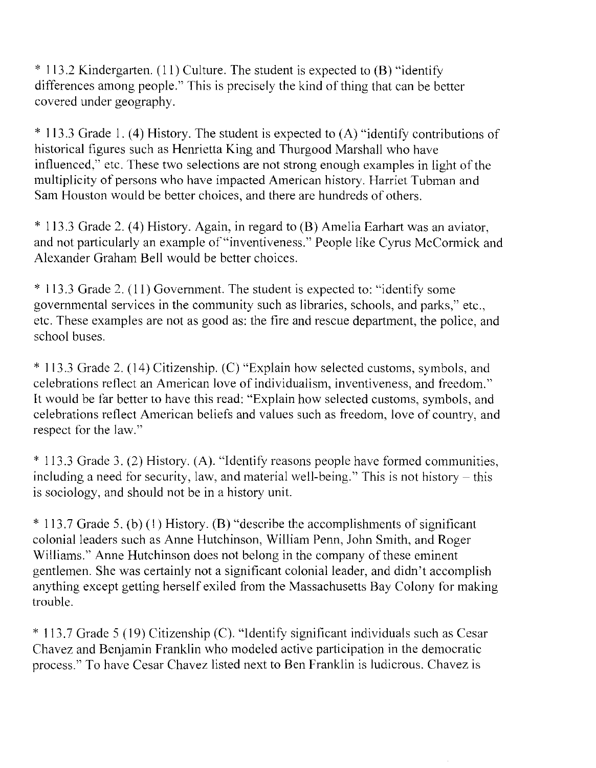* 113.2 Kindergarten. (11) Culture. The student is expected to (B) "identify differences among people." This is precisely the kind of thing that can be better covered under geography.

* 113.3 Grade 1. (4) History. The student is expected to (A) "identify contributions of historical figures such as Henrietta King and Thurgood Marshall who have influenced," etc. These two selections are not strong enough examples in light of the multiplicity of persons who have impacted American history. Harriet Tubman and Sam Houston would be better choices, and there are hundreds of others.

* 113.3 Grade 2. (4) History. Again, in regard to (B) Amelia Earhart was an aviator, and not particularly an example of "inventiveness." People like Cyrus McCormick and Alexander Graham Bell would be better choices.

* 113.3 Grade 2. (11) Government. The student is expected to: "identify some governmental services in the community such as libraries, schools, and parks," etc., etc. These examples are not as good as: the fire and rescue department, the police, and school buses.

* 113.3 Grade 2. (14) Citizenship. (C) "Explain how selected customs, symbols, and celebrations reflect an American love of individualism, inventiveness, and freedom." It would be far better to have this read: "Explain how selected customs, symbols, and celebrations reflect American beliefs and values such as freedom, love of country, and respect for the law."

* 113.3 Grade 3. (2) History. (A). "Identify reasons people have formed communities, including a need for security, law, and material well-being." This is not history – this is sociology, and should not be in a history unit.

* 113.7 Grade 5. (b) (1) History. (B) "describe the accomplishments of significant colonial leaders such as Anne Hutchinson, William Penn, John Smith, and Roger Williams." Anne Hutchinson does not belong in the company of these eminent gentlemen. She was certainly not a significant colonial leader, and didn't accomplish anything except getting herself exiled from the Massachusetts Bay Colony for making trouble.

* 113.7 Grade 5 (19) Citizenship (C). "Identify significant individuals such as Cesar Chavez and Benjamin Franklin who modeled active participation in the democratic process." To have Cesar Chavez listed next to Ben Franklin is ludicrous. Chavez is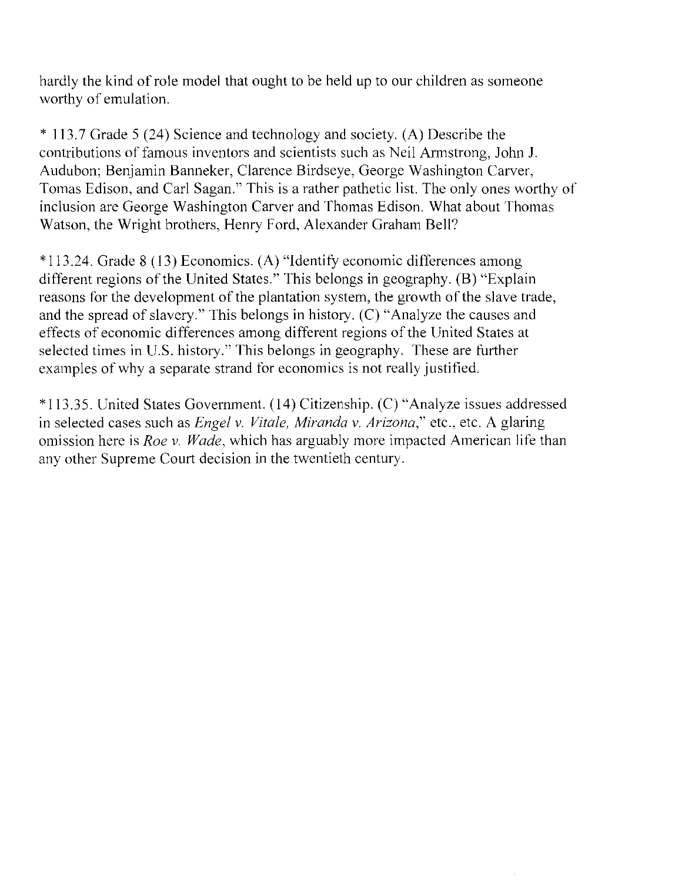hardly the kind of role model that ought to be held up to our children as someone worthy of emulation.

* 113.7 Grade 5 (24) Science and technology and society. (A) Describe the contributions of famous inventors and scientists such as Neil Armstrong, John J. Audubon; Benjamin Banneker, Clarence Birdseye, George Washington Carver, Tomas Edison, and Carl Sagan." This is a rather pathetic list. The only ones worthy of inclusion are George Washington Carver and Thomas Edison. What about Thomas Watson, the Wright brothers, Henry Ford, Alexander Graham Bell?

*113.24. Grade 8 (13) Economics. (A) "Identify economic differences among different regions of the United States." This belongs in geography. (B) "Explain reasons for the development of the plantation system, the growth of the slave trade, and the spread of slavery." This belongs in history. (C) "Analyze the causes and effects of economic differences among different regions of the United States at selected times in U.S. history." This belongs in geography. These are further examples of why a separate strand for economics is not really justified.

*113.35. United States Government. (14) Citizenship. (C) "Analyze issues addressed in selected cases such as *Engel v. Vitale, Miranda v. Arizona*," etc., etc. A glaring omission here is *Roe v. Wade*, which has arguably more impacted American life than any other Supreme Court decision in the twentieth century.